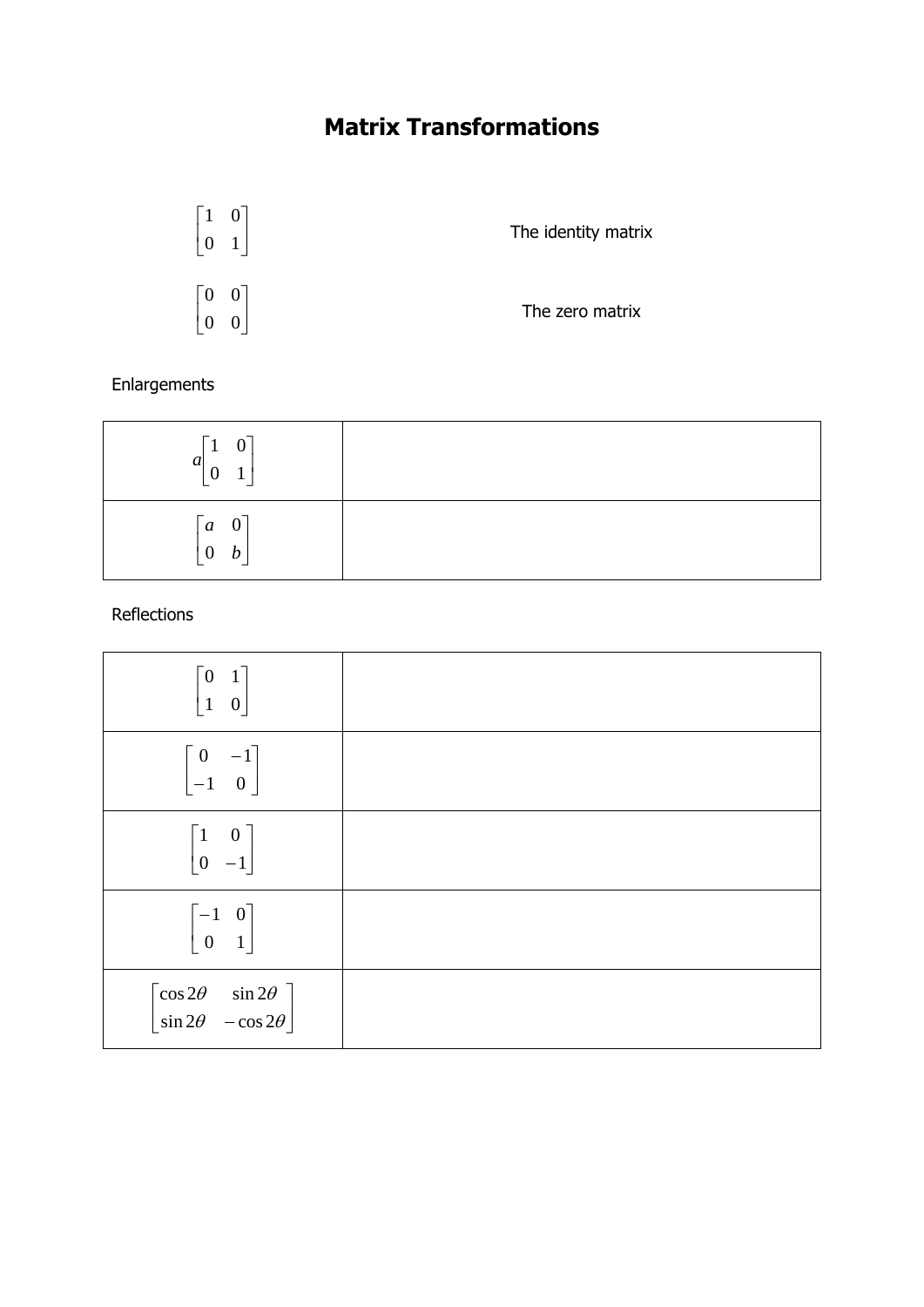# Matrix Transformations

| | |
|---|---|
| $\begin{bmatrix} 1 & 0 \\ 0 & 1 \end{bmatrix}$ | The identity matrix |
| $\begin{bmatrix} 0 & 0 \\ 0 & 0 \end{bmatrix}$ | The zero matrix |

Enlargements

| | |
|---|---|
| $a\begin{bmatrix} 1 & 0 \\ 0 & 1 \end{bmatrix}$ | |
| $\begin{bmatrix} a & 0 \\ 0 & b \end{bmatrix}$ | |

Reflections

| | |
|---|---|
| $\begin{bmatrix} 0 & 1 \\ 1 & 0 \end{bmatrix}$ | |
| $\begin{bmatrix} 0 & -1 \\ -1 & 0 \end{bmatrix}$ | |
| $\begin{bmatrix} 1 & 0 \\ 0 & -1 \end{bmatrix}$ | |
| $\begin{bmatrix} -1 & 0 \\ 0 & 1 \end{bmatrix}$ | |
| $\begin{bmatrix} \cos 2\theta & \sin 2\theta \\ \sin 2\theta & -\cos 2\theta \end{bmatrix}$ | |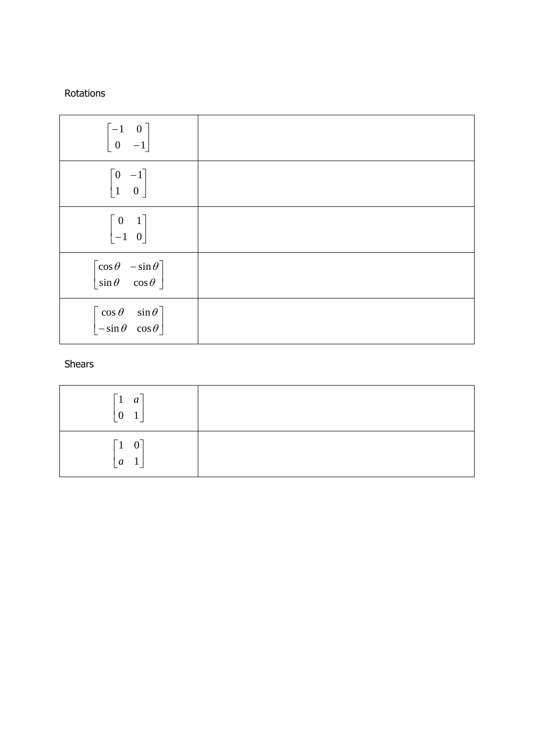Rotations

| | |
|---|---|
| $\begin{bmatrix} -1 & 0 \\ 0 & -1 \end{bmatrix}$ | |
| $\begin{bmatrix} 0 & -1 \\ 1 & 0 \end{bmatrix}$ | |
| $\begin{bmatrix} 0 & 1 \\ -1 & 0 \end{bmatrix}$ | |
| $\begin{bmatrix} \cos\theta & -\sin\theta \\ \sin\theta & \cos\theta \end{bmatrix}$ | |
| $\begin{bmatrix} \cos\theta & \sin\theta \\ -\sin\theta & \cos\theta \end{bmatrix}$ | |

Shears

| | |
|---|---|
| $\begin{bmatrix} 1 & a \\ 0 & 1 \end{bmatrix}$ | |
| $\begin{bmatrix} 1 & 0 \\ a & 1 \end{bmatrix}$ | |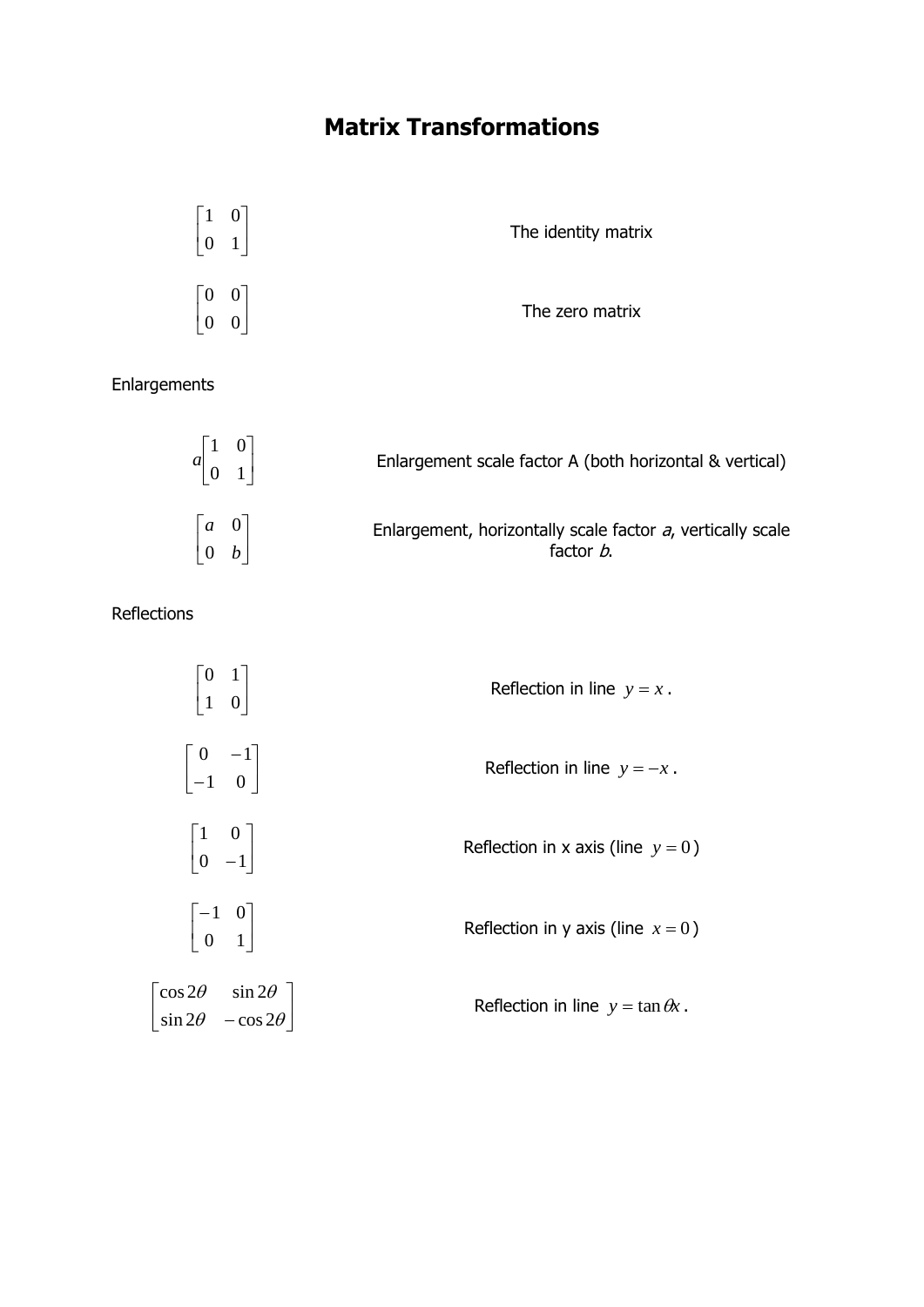# Matrix Transformations

| | |
|---|---|
| $\begin{bmatrix} 1 & 0 \\ 0 & 1 \end{bmatrix}$ | The identity matrix |
| $\begin{bmatrix} 0 & 0 \\ 0 & 0 \end{bmatrix}$ | The zero matrix |

Enlargements

| | |
|---|---|
| $a\begin{bmatrix} 1 & 0 \\ 0 & 1 \end{bmatrix}$ | Enlargement scale factor A (both horizontal & vertical) |
| $\begin{bmatrix} a & 0 \\ 0 & b \end{bmatrix}$ | Enlargement, horizontally scale factor *a*, vertically scale factor *b*. |

Reflections

| | |
|---|---|
| $\begin{bmatrix} 0 & 1 \\ 1 & 0 \end{bmatrix}$ | Reflection in line $y = x$. |
| $\begin{bmatrix} 0 & -1 \\ -1 & 0 \end{bmatrix}$ | Reflection in line $y = -x$. |
| $\begin{bmatrix} 1 & 0 \\ 0 & -1 \end{bmatrix}$ | Reflection in x axis (line $y = 0$) |
| $\begin{bmatrix} -1 & 0 \\ 0 & 1 \end{bmatrix}$ | Reflection in y axis (line $x = 0$) |
| $\begin{bmatrix} \cos 2\theta & \sin 2\theta \\ \sin 2\theta & -\cos 2\theta \end{bmatrix}$ | Reflection in line $y = \tan\theta x$. |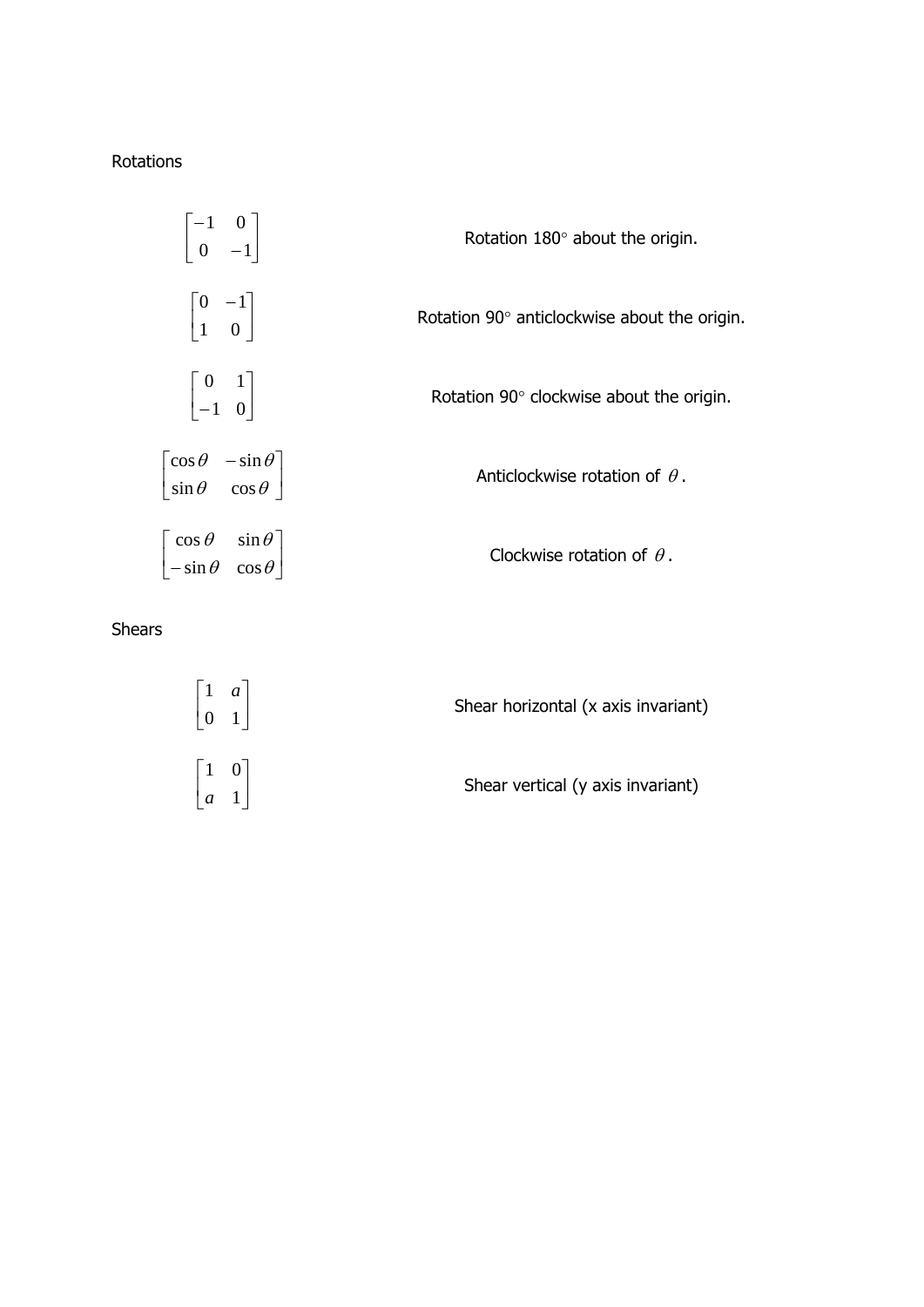Rotations

$$\begin{bmatrix} -1 & 0 \\ 0 & -1 \end{bmatrix}$$ Rotation 180° about the origin.

$$\begin{bmatrix} 0 & -1 \\ 1 & 0 \end{bmatrix}$$ Rotation 90° anticlockwise about the origin.

$$\begin{bmatrix} 0 & 1 \\ -1 & 0 \end{bmatrix}$$ Rotation 90° clockwise about the origin.

$$\begin{bmatrix} \cos\theta & -\sin\theta \\ \sin\theta & \cos\theta \end{bmatrix}$$ Anticlockwise rotation of $\theta$.

$$\begin{bmatrix} \cos\theta & \sin\theta \\ -\sin\theta & \cos\theta \end{bmatrix}$$ Clockwise rotation of $\theta$.

Shears

$$\begin{bmatrix} 1 & a \\ 0 & 1 \end{bmatrix}$$ Shear horizontal (x axis invariant)

$$\begin{bmatrix} 1 & 0 \\ a & 1 \end{bmatrix}$$ Shear vertical (y axis invariant)